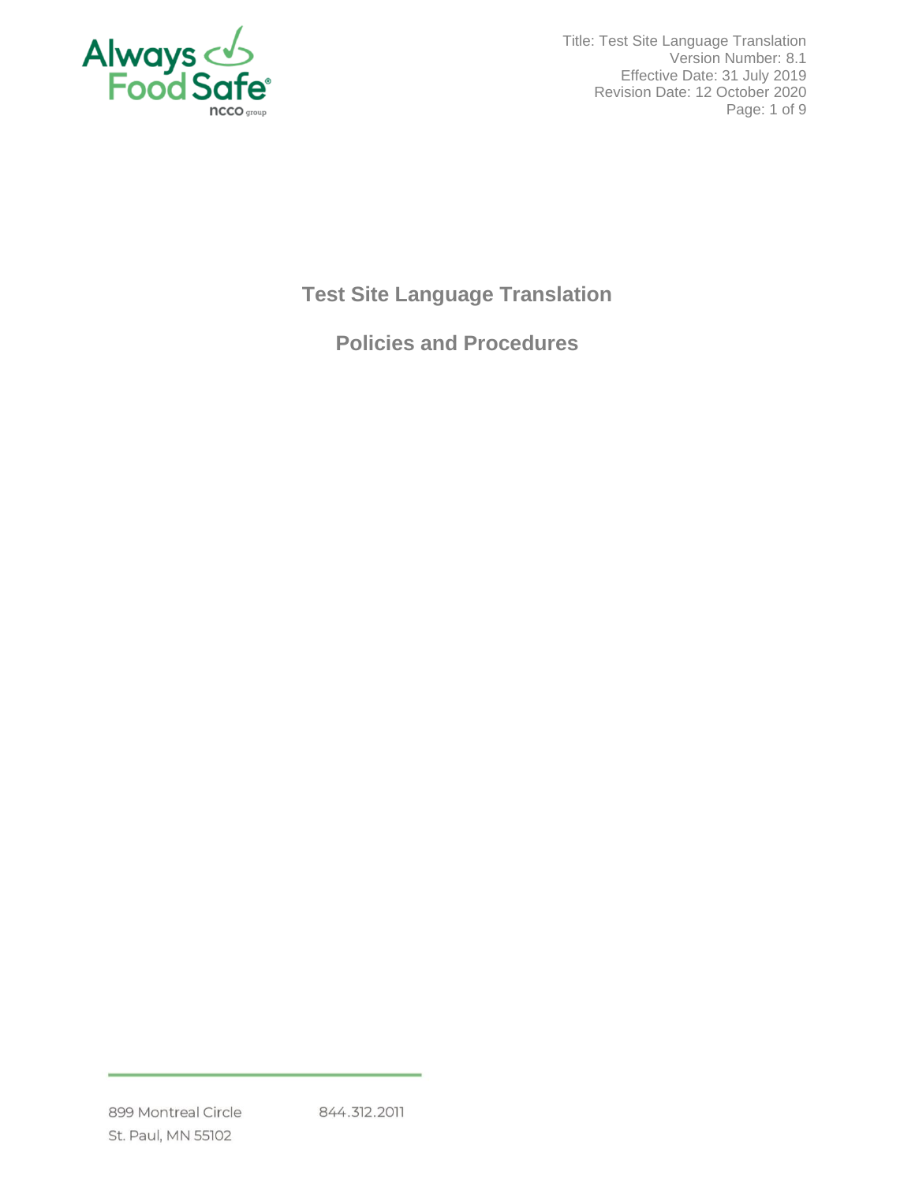Title: Test Site Language Translation
Version Number: 8.1
Effective Date: 31 July 2019
Revision Date: 12 October 2020

# Test Site Language Translation

## Policies and Procedures

899 Montreal Circle
St. Paul, MN 55102

844.312.2011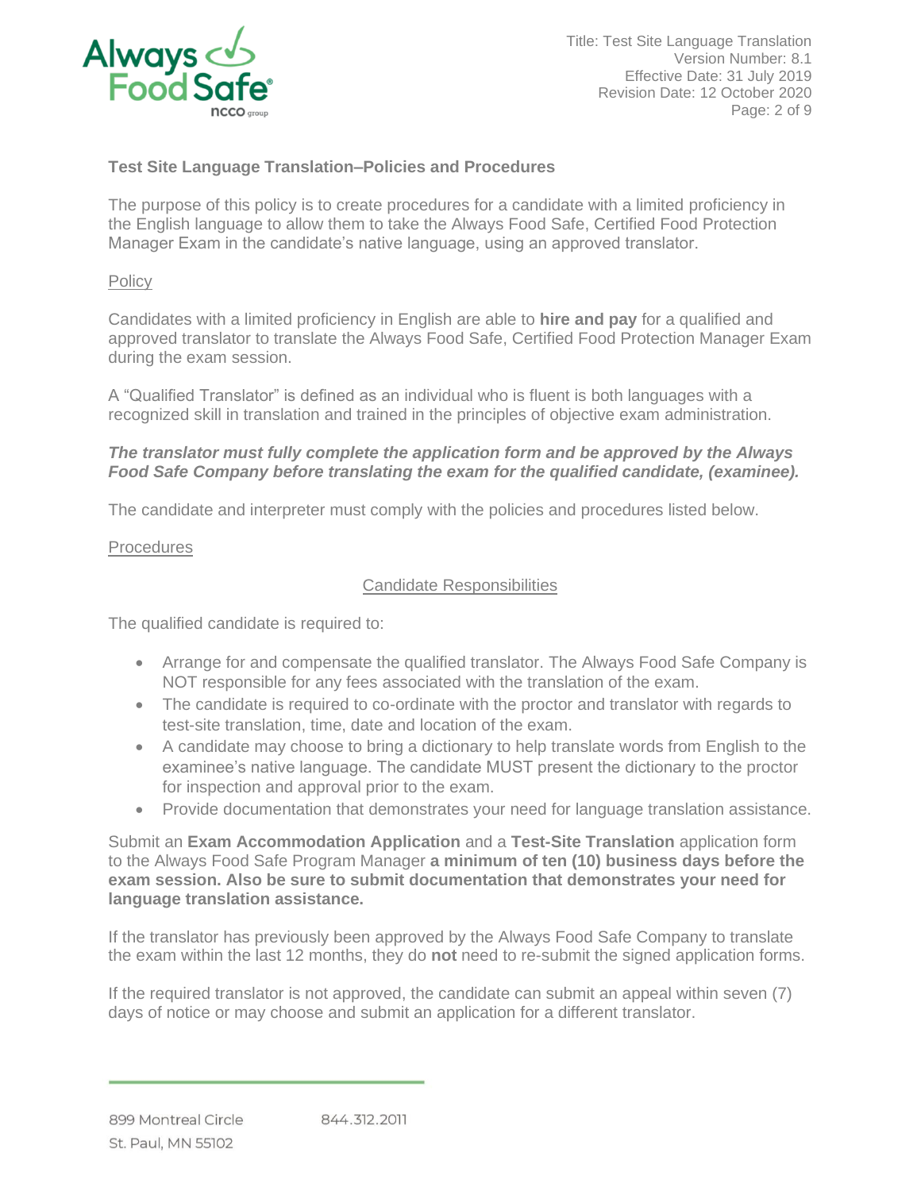## Test Site Language Translation–Policies and Procedures

The purpose of this policy is to create procedures for a candidate with a limited proficiency in the English language to allow them to take the Always Food Safe, Certified Food Protection Manager Exam in the candidate's native language, using an approved translator.

Policy

Candidates with a limited proficiency in English are able to **hire and pay** for a qualified and approved translator to translate the Always Food Safe, Certified Food Protection Manager Exam during the exam session.

A "Qualified Translator" is defined as an individual who is fluent is both languages with a recognized skill in translation and trained in the principles of objective exam administration.

***The translator must fully complete the application form and be approved by the Always Food Safe Company before translating the exam for the qualified candidate, (examinee).***

The candidate and interpreter must comply with the policies and procedures listed below.

Procedures

Candidate Responsibilities

The qualified candidate is required to:

- Arrange for and compensate the qualified translator. The Always Food Safe Company is NOT responsible for any fees associated with the translation of the exam.
- The candidate is required to co-ordinate with the proctor and translator with regards to test-site translation, time, date and location of the exam.
- A candidate may choose to bring a dictionary to help translate words from English to the examinee's native language. The candidate MUST present the dictionary to the proctor for inspection and approval prior to the exam.
- Provide documentation that demonstrates your need for language translation assistance.

Submit an **Exam Accommodation Application** and a **Test-Site Translation** application form to the Always Food Safe Program Manager **a minimum of ten (10) business days before the exam session. Also be sure to submit documentation that demonstrates your need for language translation assistance.**

If the translator has previously been approved by the Always Food Safe Company to translate the exam within the last 12 months, they do **not** need to re-submit the signed application forms.

If the required translator is not approved, the candidate can submit an appeal within seven (7) days of notice or may choose and submit an application for a different translator.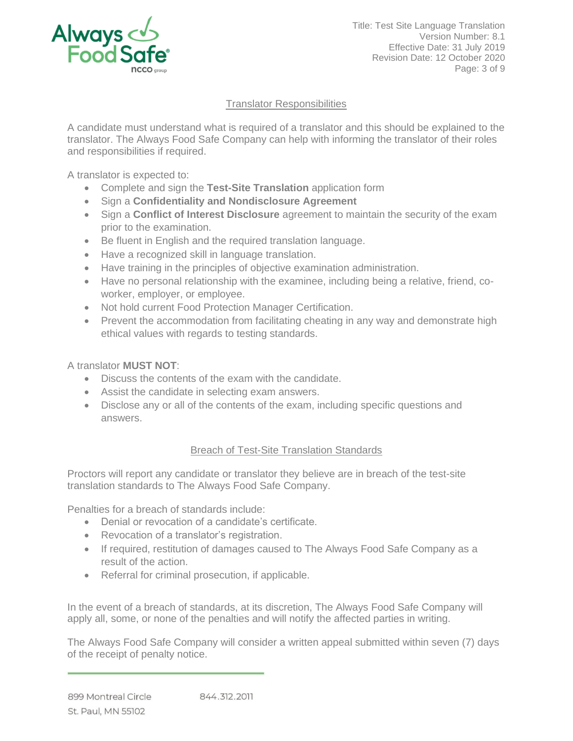## Translator Responsibilities

A candidate must understand what is required of a translator and this should be explained to the translator. The Always Food Safe Company can help with informing the translator of their roles and responsibilities if required.

A translator is expected to:

- Complete and sign the **Test-Site Translation** application form
- Sign a **Confidentiality and Nondisclosure Agreement**
- Sign a **Conflict of Interest Disclosure** agreement to maintain the security of the exam prior to the examination.
- Be fluent in English and the required translation language.
- Have a recognized skill in language translation.
- Have training in the principles of objective examination administration.
- Have no personal relationship with the examinee, including being a relative, friend, co-worker, employer, or employee.
- Not hold current Food Protection Manager Certification.
- Prevent the accommodation from facilitating cheating in any way and demonstrate high ethical values with regards to testing standards.

A translator **MUST NOT**:

- Discuss the contents of the exam with the candidate.
- Assist the candidate in selecting exam answers.
- Disclose any or all of the contents of the exam, including specific questions and answers.

## Breach of Test-Site Translation Standards

Proctors will report any candidate or translator they believe are in breach of the test-site translation standards to The Always Food Safe Company.

Penalties for a breach of standards include:

- Denial or revocation of a candidate's certificate.
- Revocation of a translator's registration.
- If required, restitution of damages caused to The Always Food Safe Company as a result of the action.
- Referral for criminal prosecution, if applicable.

In the event of a breach of standards, at its discretion, The Always Food Safe Company will apply all, some, or none of the penalties and will notify the affected parties in writing.

The Always Food Safe Company will consider a written appeal submitted within seven (7) days of the receipt of penalty notice.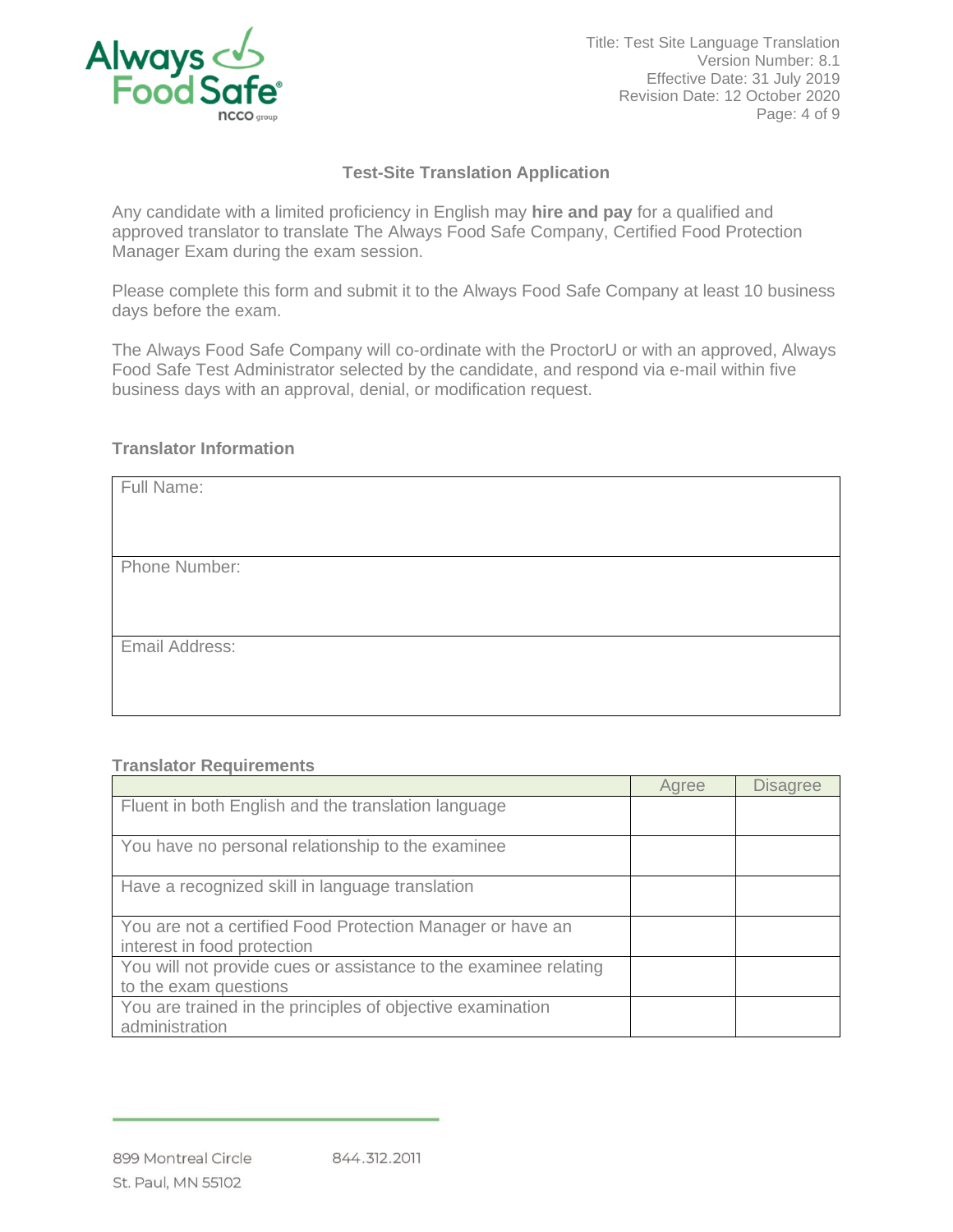## Test-Site Translation Application

Any candidate with a limited proficiency in English may **hire and pay** for a qualified and approved translator to translate The Always Food Safe Company, Certified Food Protection Manager Exam during the exam session.

Please complete this form and submit it to the Always Food Safe Company at least 10 business days before the exam.

The Always Food Safe Company will co-ordinate with the ProctorU or with an approved, Always Food Safe Test Administrator selected by the candidate, and respond via e-mail within five business days with an approval, denial, or modification request.

### Translator Information

| Full Name: |
|---|
| Phone Number: |
| Email Address: |

### Translator Requirements

| | Agree | Disagree |
|---|---|---|
| Fluent in both English and the translation language | | |
| You have no personal relationship to the examinee | | |
| Have a recognized skill in language translation | | |
| You are not a certified Food Protection Manager or have an interest in food protection | | |
| You will not provide cues or assistance to the examinee relating to the exam questions | | |
| You are trained in the principles of objective examination administration | | |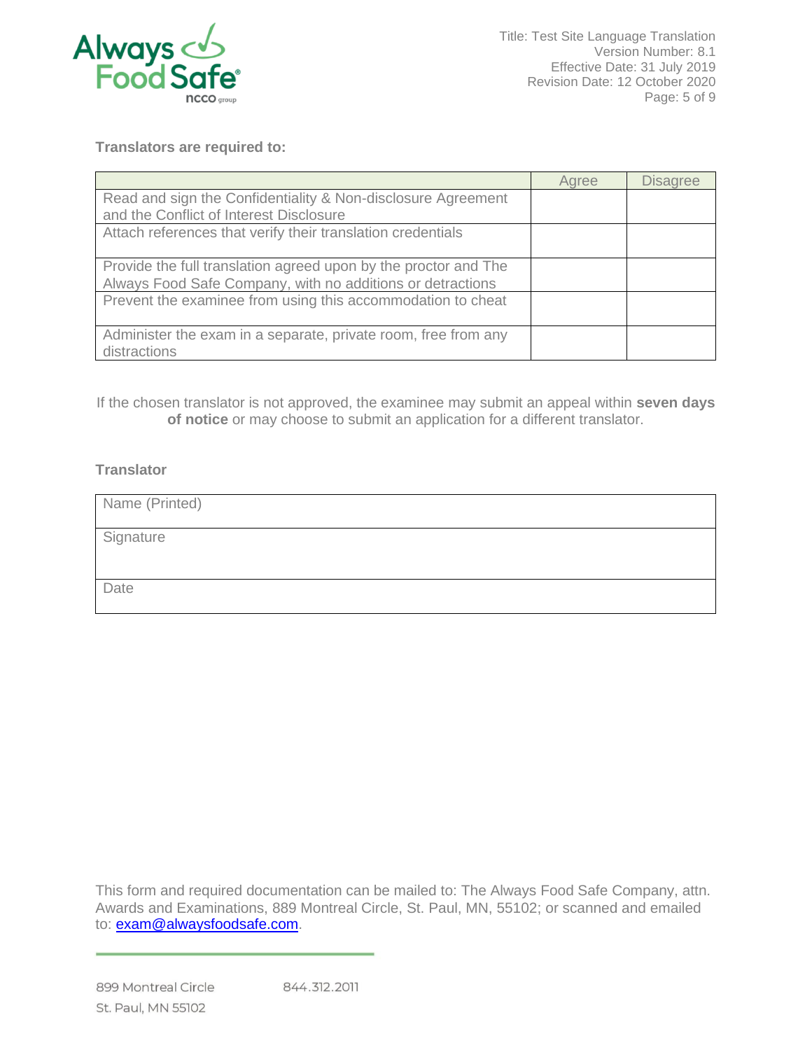**Translators are required to:**

| | Agree | Disagree |
|---|---|---|
| Read and sign the Confidentiality & Non-disclosure Agreement and the Conflict of Interest Disclosure | | |
| Attach references that verify their translation credentials | | |
| Provide the full translation agreed upon by the proctor and The Always Food Safe Company, with no additions or detractions | | |
| Prevent the examinee from using this accommodation to cheat | | |
| Administer the exam in a separate, private room, free from any distractions | | |

If the chosen translator is not approved, the examinee may submit an appeal within **seven days of notice** or may choose to submit an application for a different translator.

**Translator**

| Name (Printed) |
|---|
| Signature |
| Date |

This form and required documentation can be mailed to: The Always Food Safe Company, attn. Awards and Examinations, 889 Montreal Circle, St. Paul, MN, 55102; or scanned and emailed to: exam@alwaysfoodsafe.com.

899 Montreal Circle
St. Paul, MN 55102

844.312.2011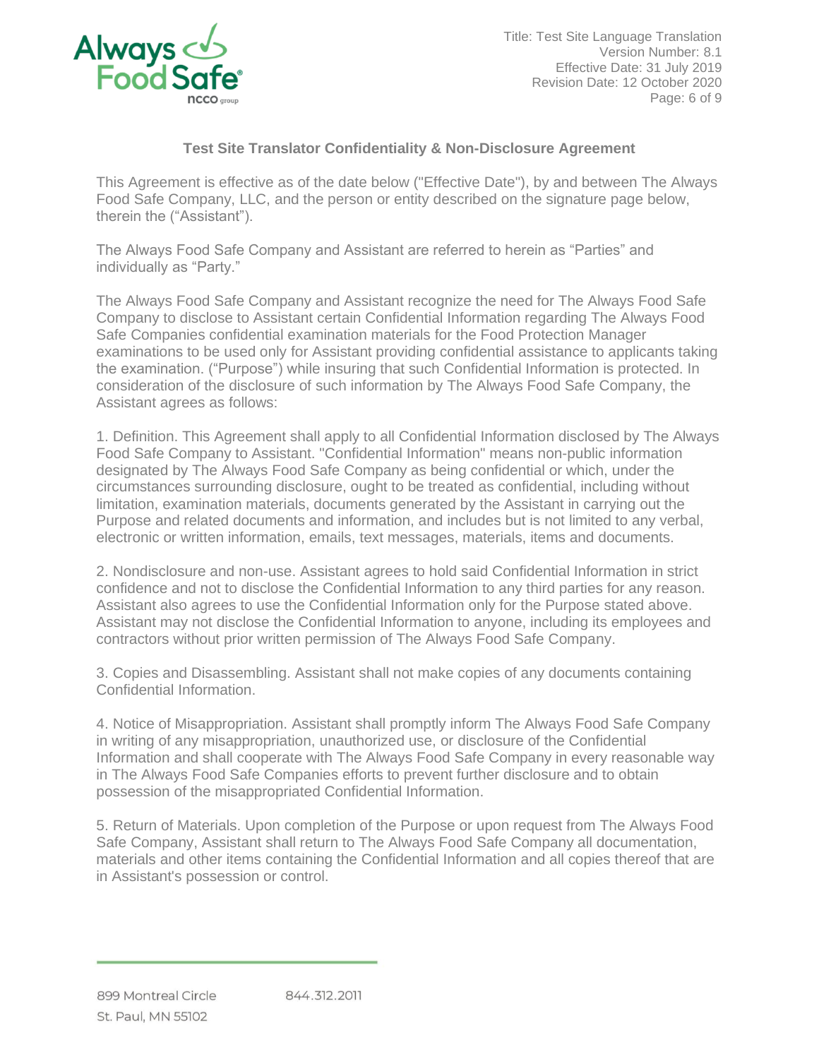**Test Site Translator Confidentiality & Non-Disclosure Agreement**

This Agreement is effective as of the date below ("Effective Date"), by and between The Always Food Safe Company, LLC, and the person or entity described on the signature page below, therein the ("Assistant").

The Always Food Safe Company and Assistant are referred to herein as "Parties" and individually as "Party."

The Always Food Safe Company and Assistant recognize the need for The Always Food Safe Company to disclose to Assistant certain Confidential Information regarding The Always Food Safe Companies confidential examination materials for the Food Protection Manager examinations to be used only for Assistant providing confidential assistance to applicants taking the examination. ("Purpose") while insuring that such Confidential Information is protected. In consideration of the disclosure of such information by The Always Food Safe Company, the Assistant agrees as follows:

1. Definition. This Agreement shall apply to all Confidential Information disclosed by The Always Food Safe Company to Assistant. "Confidential Information" means non-public information designated by The Always Food Safe Company as being confidential or which, under the circumstances surrounding disclosure, ought to be treated as confidential, including without limitation, examination materials, documents generated by the Assistant in carrying out the Purpose and related documents and information, and includes but is not limited to any verbal, electronic or written information, emails, text messages, materials, items and documents.

2. Nondisclosure and non-use. Assistant agrees to hold said Confidential Information in strict confidence and not to disclose the Confidential Information to any third parties for any reason. Assistant also agrees to use the Confidential Information only for the Purpose stated above. Assistant may not disclose the Confidential Information to anyone, including its employees and contractors without prior written permission of The Always Food Safe Company.

3. Copies and Disassembling. Assistant shall not make copies of any documents containing Confidential Information.

4. Notice of Misappropriation. Assistant shall promptly inform The Always Food Safe Company in writing of any misappropriation, unauthorized use, or disclosure of the Confidential Information and shall cooperate with The Always Food Safe Company in every reasonable way in The Always Food Safe Companies efforts to prevent further disclosure and to obtain possession of the misappropriated Confidential Information.

5. Return of Materials. Upon completion of the Purpose or upon request from The Always Food Safe Company, Assistant shall return to The Always Food Safe Company all documentation, materials and other items containing the Confidential Information and all copies thereof that are in Assistant's possession or control.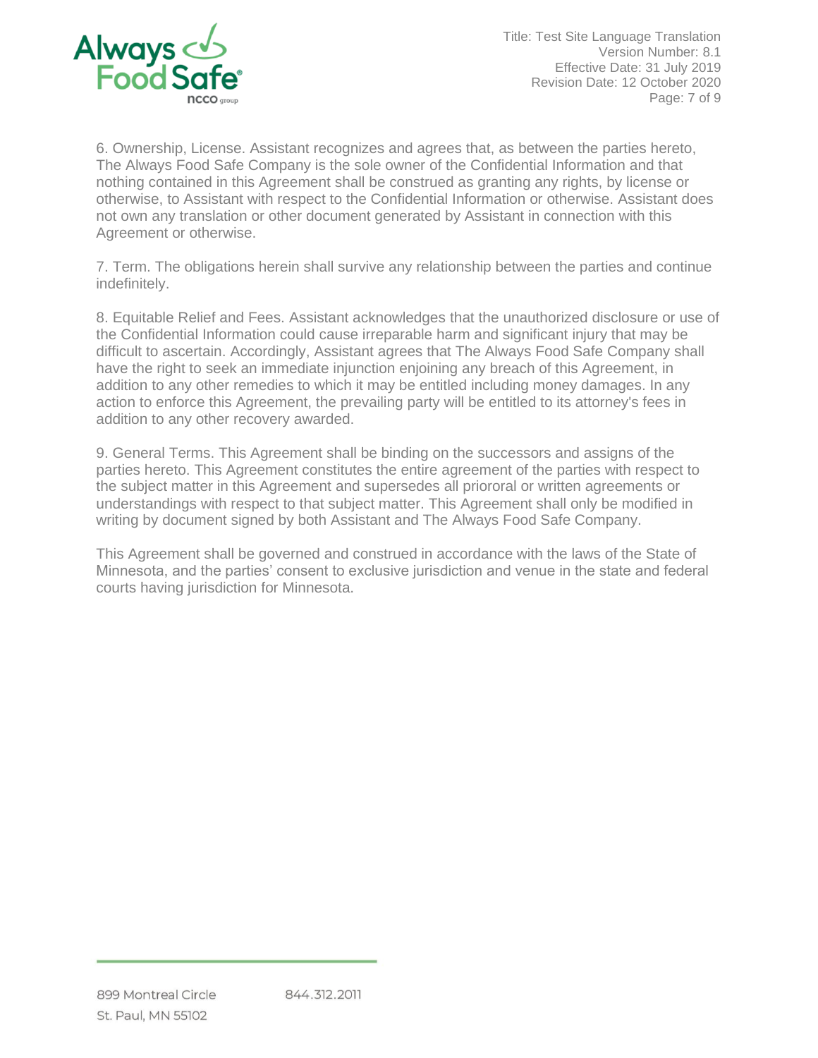6. Ownership, License. Assistant recognizes and agrees that, as between the parties hereto, The Always Food Safe Company is the sole owner of the Confidential Information and that nothing contained in this Agreement shall be construed as granting any rights, by license or otherwise, to Assistant with respect to the Confidential Information or otherwise. Assistant does not own any translation or other document generated by Assistant in connection with this Agreement or otherwise.

7. Term. The obligations herein shall survive any relationship between the parties and continue indefinitely.

8. Equitable Relief and Fees. Assistant acknowledges that the unauthorized disclosure or use of the Confidential Information could cause irreparable harm and significant injury that may be difficult to ascertain. Accordingly, Assistant agrees that The Always Food Safe Company shall have the right to seek an immediate injunction enjoining any breach of this Agreement, in addition to any other remedies to which it may be entitled including money damages. In any action to enforce this Agreement, the prevailing party will be entitled to its attorney's fees in addition to any other recovery awarded.

9. General Terms. This Agreement shall be binding on the successors and assigns of the parties hereto. This Agreement constitutes the entire agreement of the parties with respect to the subject matter in this Agreement and supersedes all priororal or written agreements or understandings with respect to that subject matter. This Agreement shall only be modified in writing by document signed by both Assistant and The Always Food Safe Company.

This Agreement shall be governed and construed in accordance with the laws of the State of Minnesota, and the parties' consent to exclusive jurisdiction and venue in the state and federal courts having jurisdiction for Minnesota.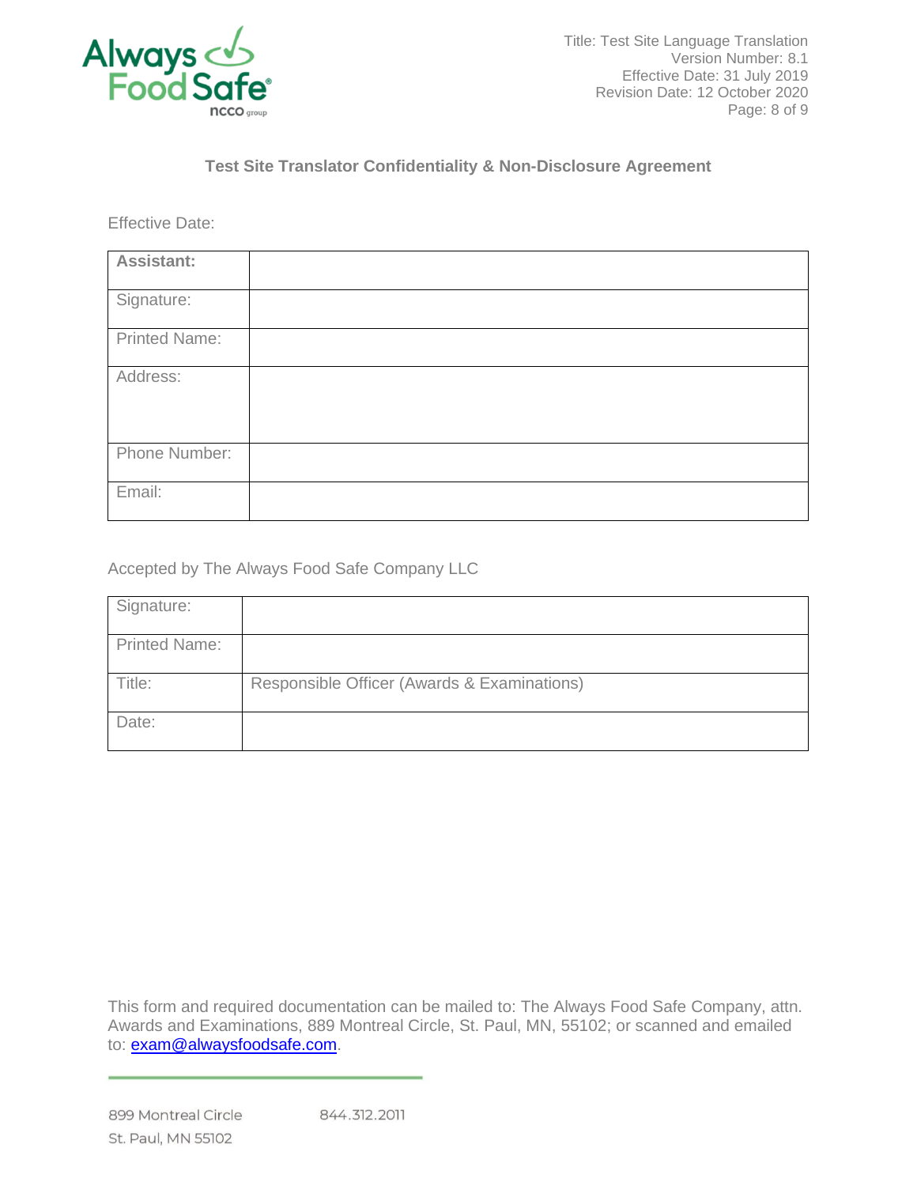### Test Site Translator Confidentiality & Non-Disclosure Agreement

Effective Date:

| **Assistant:** | |
|---|---|
| Signature: | |
| Printed Name: | |
| Address: | |
| Phone Number: | |
| Email: | |

Accepted by The Always Food Safe Company LLC

| Signature: | |
|---|---|
| Printed Name: | |
| Title: | Responsible Officer (Awards & Examinations) |
| Date: | |

This form and required documentation can be mailed to: The Always Food Safe Company, attn. Awards and Examinations, 889 Montreal Circle, St. Paul, MN, 55102; or scanned and emailed to: exam@alwaysfoodsafe.com.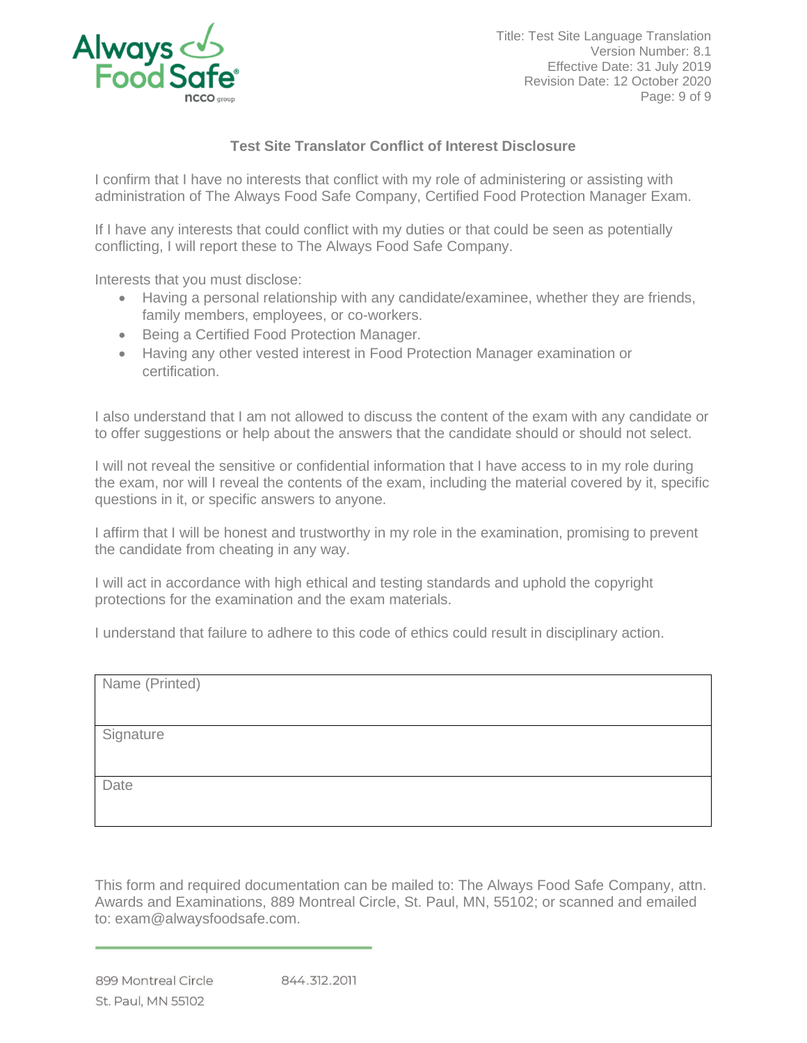## Test Site Translator Conflict of Interest Disclosure

I confirm that I have no interests that conflict with my role of administering or assisting with administration of The Always Food Safe Company, Certified Food Protection Manager Exam.

If I have any interests that could conflict with my duties or that could be seen as potentially conflicting, I will report these to The Always Food Safe Company.

Interests that you must disclose:

- Having a personal relationship with any candidate/examinee, whether they are friends, family members, employees, or co-workers.
- Being a Certified Food Protection Manager.
- Having any other vested interest in Food Protection Manager examination or certification.

I also understand that I am not allowed to discuss the content of the exam with any candidate or to offer suggestions or help about the answers that the candidate should or should not select.

I will not reveal the sensitive or confidential information that I have access to in my role during the exam, nor will I reveal the contents of the exam, including the material covered by it, specific questions in it, or specific answers to anyone.

I affirm that I will be honest and trustworthy in my role in the examination, promising to prevent the candidate from cheating in any way.

I will act in accordance with high ethical and testing standards and uphold the copyright protections for the examination and the exam materials.

I understand that failure to adhere to this code of ethics could result in disciplinary action.

| |
|---|
| Name (Printed) |
| Signature |
| Date |

This form and required documentation can be mailed to: The Always Food Safe Company, attn. Awards and Examinations, 889 Montreal Circle, St. Paul, MN, 55102; or scanned and emailed to: exam@alwaysfoodsafe.com.

899 Montreal Circle
St. Paul, MN 55102

844.312.2011